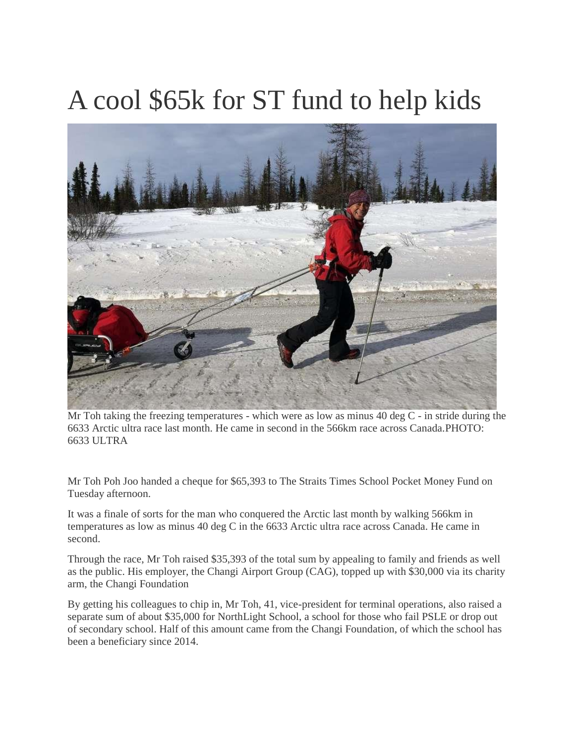# A cool $65k for ST fund to help kids

Mr Toh taking the freezing temperatures - which were as low as minus 40 deg C - in stride during the 6633 Arctic ultra race last month. He came in second in the 566km race across Canada.PHOTO: 6633 ULTRA

Mr Toh Poh Joo handed a cheque for $65,393 to The Straits Times School Pocket Money Fund on Tuesday afternoon.

It was a finale of sorts for the man who conquered the Arctic last month by walking 566km in temperatures as low as minus 40 deg C in the 6633 Arctic ultra race across Canada. He came in second.

Through the race, Mr Toh raised $35,393 of the total sum by appealing to family and friends as well as the public. His employer, the Changi Airport Group (CAG), topped up with $30,000 via its charity arm, the Changi Foundation

By getting his colleagues to chip in, Mr Toh, 41, vice-president for terminal operations, also raised a separate sum of about $35,000 for NorthLight School, a school for those who fail PSLE or drop out of secondary school. Half of this amount came from the Changi Foundation, of which the school has been a beneficiary since 2014.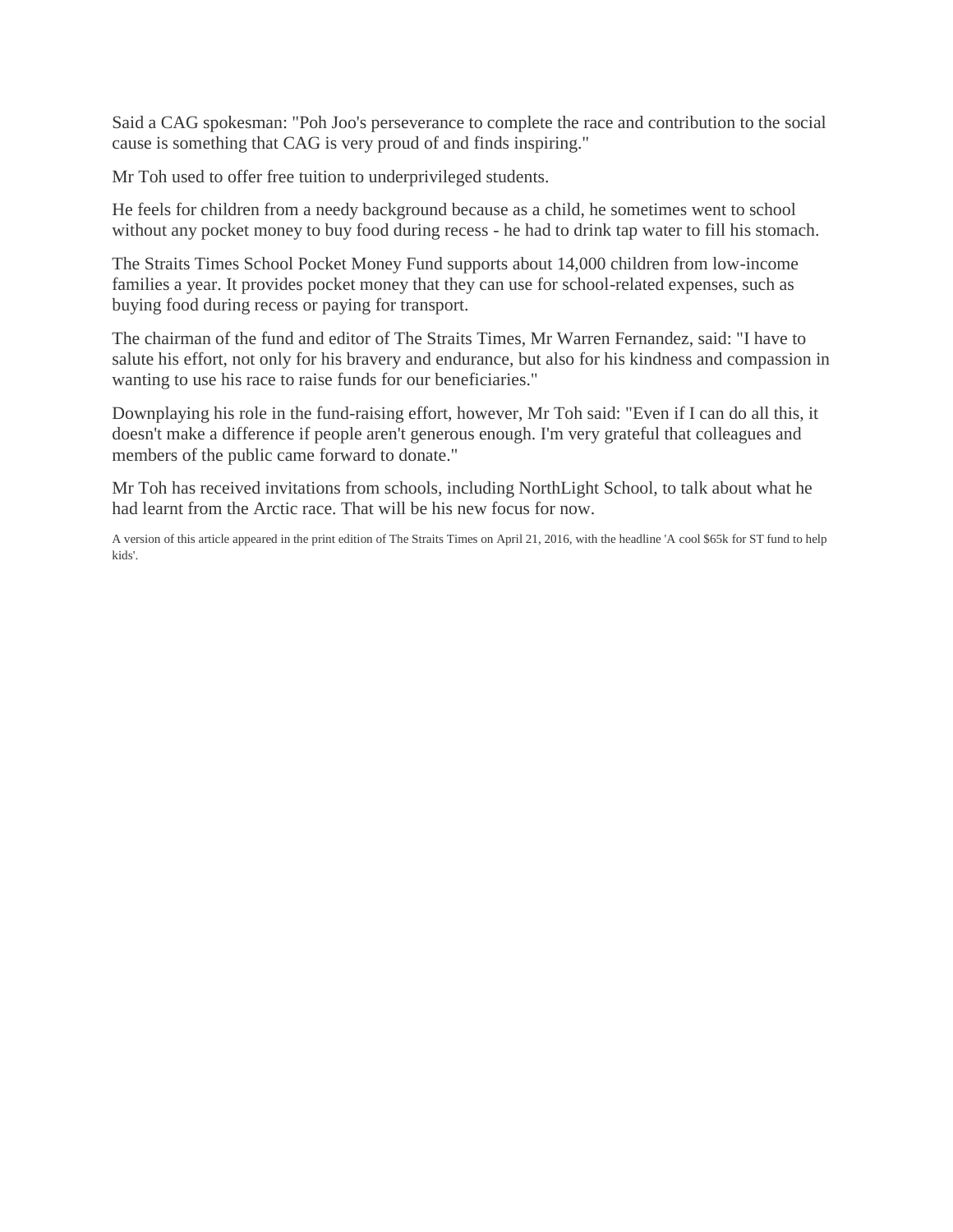Said a CAG spokesman: "Poh Joo's perseverance to complete the race and contribution to the social cause is something that CAG is very proud of and finds inspiring."

Mr Toh used to offer free tuition to underprivileged students.

He feels for children from a needy background because as a child, he sometimes went to school without any pocket money to buy food during recess - he had to drink tap water to fill his stomach.

The Straits Times School Pocket Money Fund supports about 14,000 children from low-income families a year. It provides pocket money that they can use for school-related expenses, such as buying food during recess or paying for transport.

The chairman of the fund and editor of The Straits Times, Mr Warren Fernandez, said: "I have to salute his effort, not only for his bravery and endurance, but also for his kindness and compassion in wanting to use his race to raise funds for our beneficiaries."

Downplaying his role in the fund-raising effort, however, Mr Toh said: "Even if I can do all this, it doesn't make a difference if people aren't generous enough. I'm very grateful that colleagues and members of the public came forward to donate."

Mr Toh has received invitations from schools, including NorthLight School, to talk about what he had learnt from the Arctic race. That will be his new focus for now.

A version of this article appeared in the print edition of The Straits Times on April 21, 2016, with the headline 'A cool $65k for ST fund to help kids'.